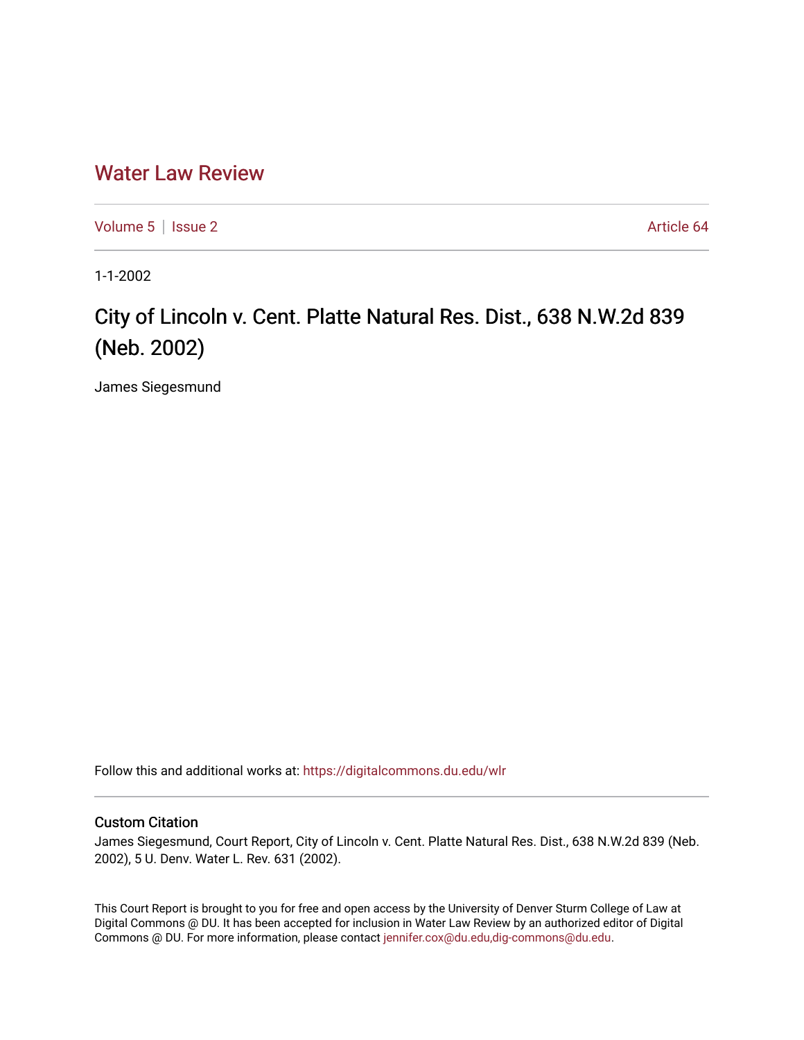# Water Law Review

Volume 5 | Issue 2 Article 64

1-1-2002

## City of Lincoln v. Cent. Platte Natural Res. Dist., 638 N.W.2d 839 (Neb. 2002)

James Siegesmund

Follow this and additional works at: https://digitalcommons.du.edu/wlr

### Custom Citation

James Siegesmund, Court Report, City of Lincoln v. Cent. Platte Natural Res. Dist., 638 N.W.2d 839 (Neb. 2002), 5 U. Denv. Water L. Rev. 631 (2002).

This Court Report is brought to you for free and open access by the University of Denver Sturm College of Law at Digital Commons @ DU. It has been accepted for inclusion in Water Law Review by an authorized editor of Digital Commons @ DU. For more information, please contact jennifer.cox@du.edu,dig-commons@du.edu.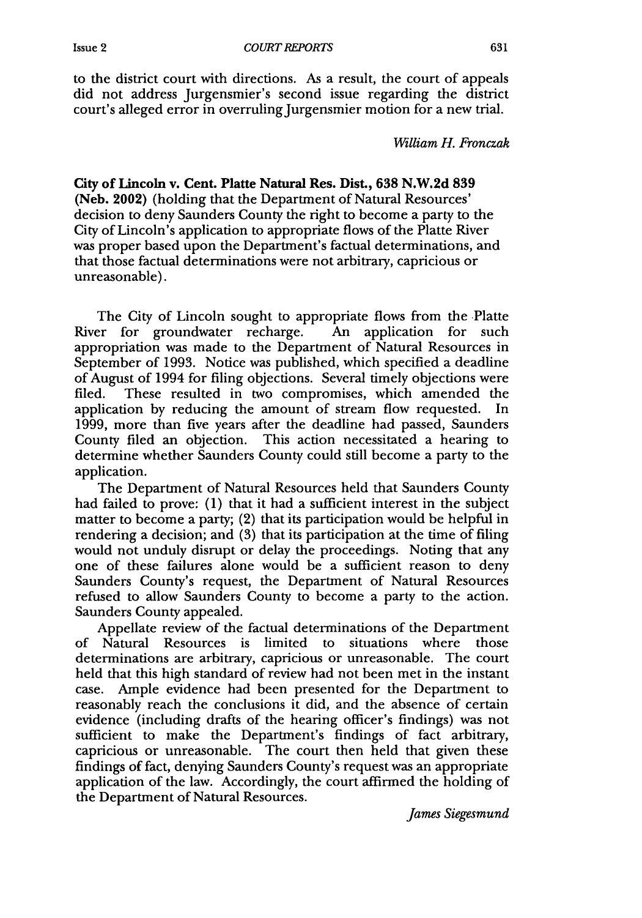to the district court with directions. As a result, the court of appeals did not address Jurgensmier's second issue regarding the district court's alleged error in overruling Jurgensmier motion for a new trial.

*William H. Fronczak*

**City of Lincoln v. Cent. Platte Natural Res. Dist., 638 N.W.2d 839 (Neb. 2002)** (holding that the Department of Natural Resources' decision to deny Saunders County the right to become a party to the City of Lincoln's application to appropriate flows of the Platte River was proper based upon the Department's factual determinations, and that those factual determinations were not arbitrary, capricious or unreasonable).

The City of Lincoln sought to appropriate flows from the Platte River for groundwater recharge. An application for such appropriation was made to the Department of Natural Resources in September of 1993. Notice was published, which specified a deadline of August of 1994 for filing objections. Several timely objections were filed. These resulted in two compromises, which amended the application by reducing the amount of stream flow requested. In 1999, more than five years after the deadline had passed, Saunders County filed an objection. This action necessitated a hearing to determine whether Saunders County could still become a party to the application.

The Department of Natural Resources held that Saunders County had failed to prove: (1) that it had a sufficient interest in the subject matter to become a party; (2) that its participation would be helpful in rendering a decision; and (3) that its participation at the time of filing would not unduly disrupt or delay the proceedings. Noting that any one of these failures alone would be a sufficient reason to deny Saunders County's request, the Department of Natural Resources refused to allow Saunders County to become a party to the action. Saunders County appealed.

Appellate review of the factual determinations of the Department of Natural Resources is limited to situations where those determinations are arbitrary, capricious or unreasonable. The court held that this high standard of review had not been met in the instant case. Ample evidence had been presented for the Department to reasonably reach the conclusions it did, and the absence of certain evidence (including drafts of the hearing officer's findings) was not sufficient to make the Department's findings of fact arbitrary, capricious or unreasonable. The court then held that given these findings of fact, denying Saunders County's request was an appropriate application of the law. Accordingly, the court affirmed the holding of the Department of Natural Resources.

*James Siegesmund*